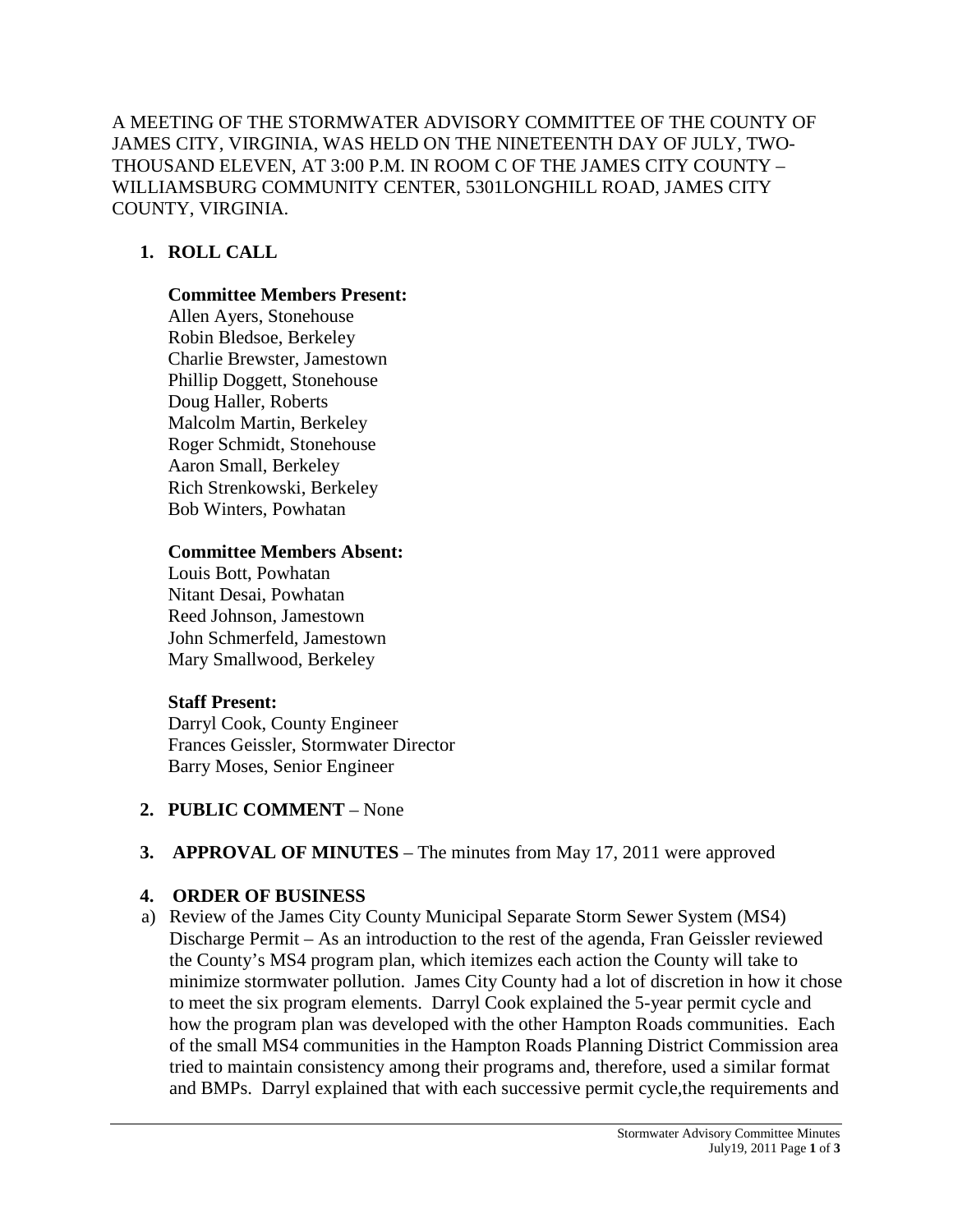A MEETING OF THE STORMWATER ADVISORY COMMITTEE OF THE COUNTY OF JAMES CITY, VIRGINIA, WAS HELD ON THE NINETEENTH DAY OF JULY, TWO-THOUSAND ELEVEN, AT 3:00 P.M. IN ROOM C OF THE JAMES CITY COUNTY – WILLIAMSBURG COMMUNITY CENTER, 5301LONGHILL ROAD, JAMES CITY COUNTY, VIRGINIA.

1. **ROLL CALL**

   **Committee Members Present:**
   Allen Ayers, Stonehouse
   Robin Bledsoe, Berkeley
   Charlie Brewster, Jamestown
   Phillip Doggett, Stonehouse
   Doug Haller, Roberts
   Malcolm Martin, Berkeley
   Roger Schmidt, Stonehouse
   Aaron Small, Berkeley
   Rich Strenkowski, Berkeley
   Bob Winters, Powhatan

   **Committee Members Absent:**
   Louis Bott, Powhatan
   Nitant Desai, Powhatan
   Reed Johnson, Jamestown
   John Schmerfeld, Jamestown
   Mary Smallwood, Berkeley

   **Staff Present:**
   Darryl Cook, County Engineer
   Frances Geissler, Stormwater Director
   Barry Moses, Senior Engineer

2. **PUBLIC COMMENT** – None

3. **APPROVAL OF MINUTES** – The minutes from May 17, 2011 were approved

4. **ORDER OF BUSINESS**

a) Review of the James City County Municipal Separate Storm Sewer System (MS4) Discharge Permit – As an introduction to the rest of the agenda, Fran Geissler reviewed the County's MS4 program plan, which itemizes each action the County will take to minimize stormwater pollution. James City County had a lot of discretion in how it chose to meet the six program elements. Darryl Cook explained the 5-year permit cycle and how the program plan was developed with the other Hampton Roads communities. Each of the small MS4 communities in the Hampton Roads Planning District Commission area tried to maintain consistency among their programs and, therefore, used a similar format and BMPs. Darryl explained that with each successive permit cycle,the requirements and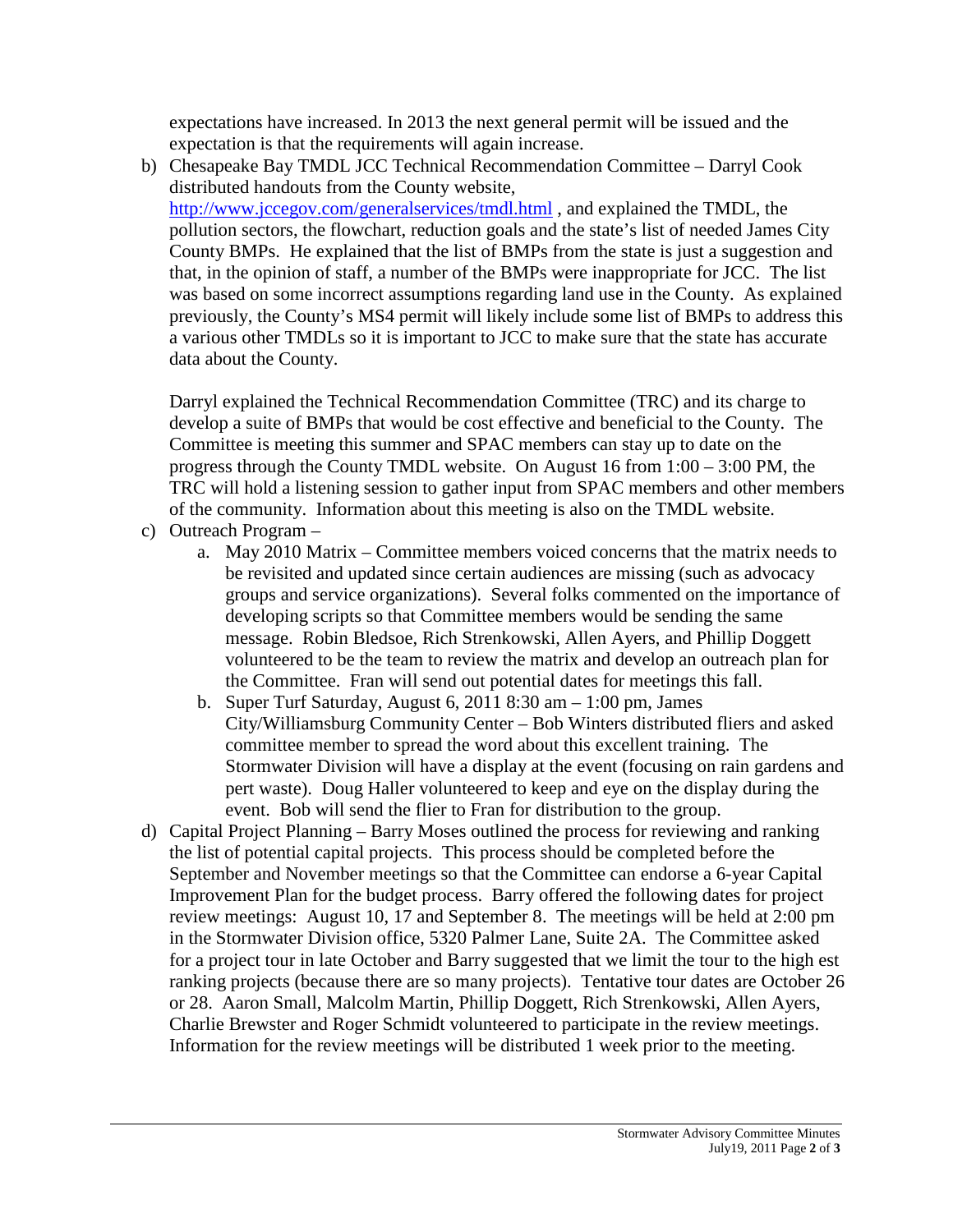expectations have increased. In 2013 the next general permit will be issued and the expectation is that the requirements will again increase.

b) Chesapeake Bay TMDL JCC Technical Recommendation Committee – Darryl Cook distributed handouts from the County website, [http://www.jccegov.com/generalservices/tmdl.html](http://www.jccegov.com/generalservices/tmdl.html) , and explained the TMDL, the pollution sectors, the flowchart, reduction goals and the state's list of needed James City County BMPs. He explained that the list of BMPs from the state is just a suggestion and that, in the opinion of staff, a number of the BMPs were inappropriate for JCC. The list was based on some incorrect assumptions regarding land use in the County. As explained previously, the County's MS4 permit will likely include some list of BMPs to address this a various other TMDLs so it is important to JCC to make sure that the state has accurate data about the County.

   Darryl explained the Technical Recommendation Committee (TRC) and its charge to develop a suite of BMPs that would be cost effective and beneficial to the County. The Committee is meeting this summer and SPAC members can stay up to date on the progress through the County TMDL website. On August 16 from 1:00 – 3:00 PM, the TRC will hold a listening session to gather input from SPAC members and other members of the community. Information about this meeting is also on the TMDL website.

c) Outreach Program –
   a. May 2010 Matrix – Committee members voiced concerns that the matrix needs to be revisited and updated since certain audiences are missing (such as advocacy groups and service organizations). Several folks commented on the importance of developing scripts so that Committee members would be sending the same message. Robin Bledsoe, Rich Strenkowski, Allen Ayers, and Phillip Doggett volunteered to be the team to review the matrix and develop an outreach plan for the Committee. Fran will send out potential dates for meetings this fall.
   b. Super Turf Saturday, August 6, 2011 8:30 am – 1:00 pm, James City/Williamsburg Community Center – Bob Winters distributed fliers and asked committee member to spread the word about this excellent training. The Stormwater Division will have a display at the event (focusing on rain gardens and pert waste). Doug Haller volunteered to keep and eye on the display during the event. Bob will send the flier to Fran for distribution to the group.

d) Capital Project Planning – Barry Moses outlined the process for reviewing and ranking the list of potential capital projects. This process should be completed before the September and November meetings so that the Committee can endorse a 6-year Capital Improvement Plan for the budget process. Barry offered the following dates for project review meetings: August 10, 17 and September 8. The meetings will be held at 2:00 pm in the Stormwater Division office, 5320 Palmer Lane, Suite 2A. The Committee asked for a project tour in late October and Barry suggested that we limit the tour to the high est ranking projects (because there are so many projects). Tentative tour dates are October 26 or 28. Aaron Small, Malcolm Martin, Phillip Doggett, Rich Strenkowski, Allen Ayers, Charlie Brewster and Roger Schmidt volunteered to participate in the review meetings. Information for the review meetings will be distributed 1 week prior to the meeting.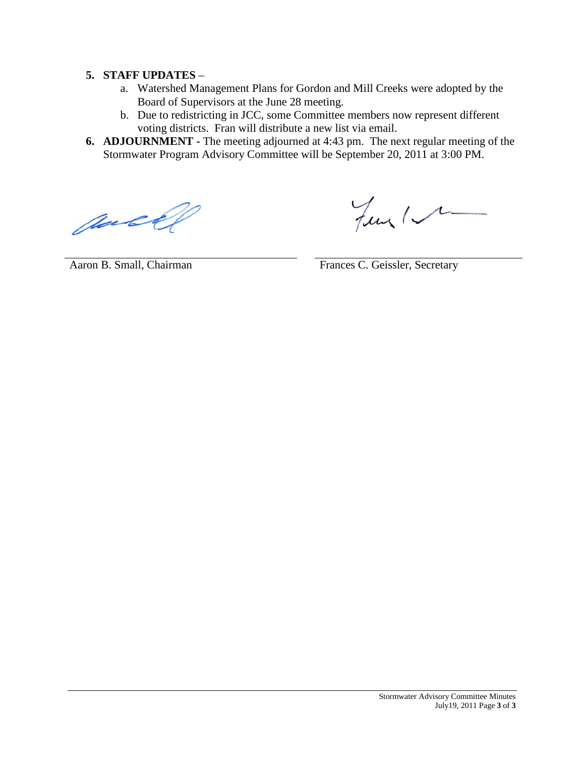5. **STAFF UPDATES** –
   a. Watershed Management Plans for Gordon and Mill Creeks were adopted by the Board of Supervisors at the June 28 meeting.
   b. Due to redistricting in JCC, some Committee members now represent different voting districts. Fran will distribute a new list via email.
6. **ADJOURNMENT -** The meeting adjourned at 4:43 pm. The next regular meeting of the Stormwater Program Advisory Committee will be September 20, 2011 at 3:00 PM.

Aaron B. Small, Chairman

Frances C. Geissler, Secretary